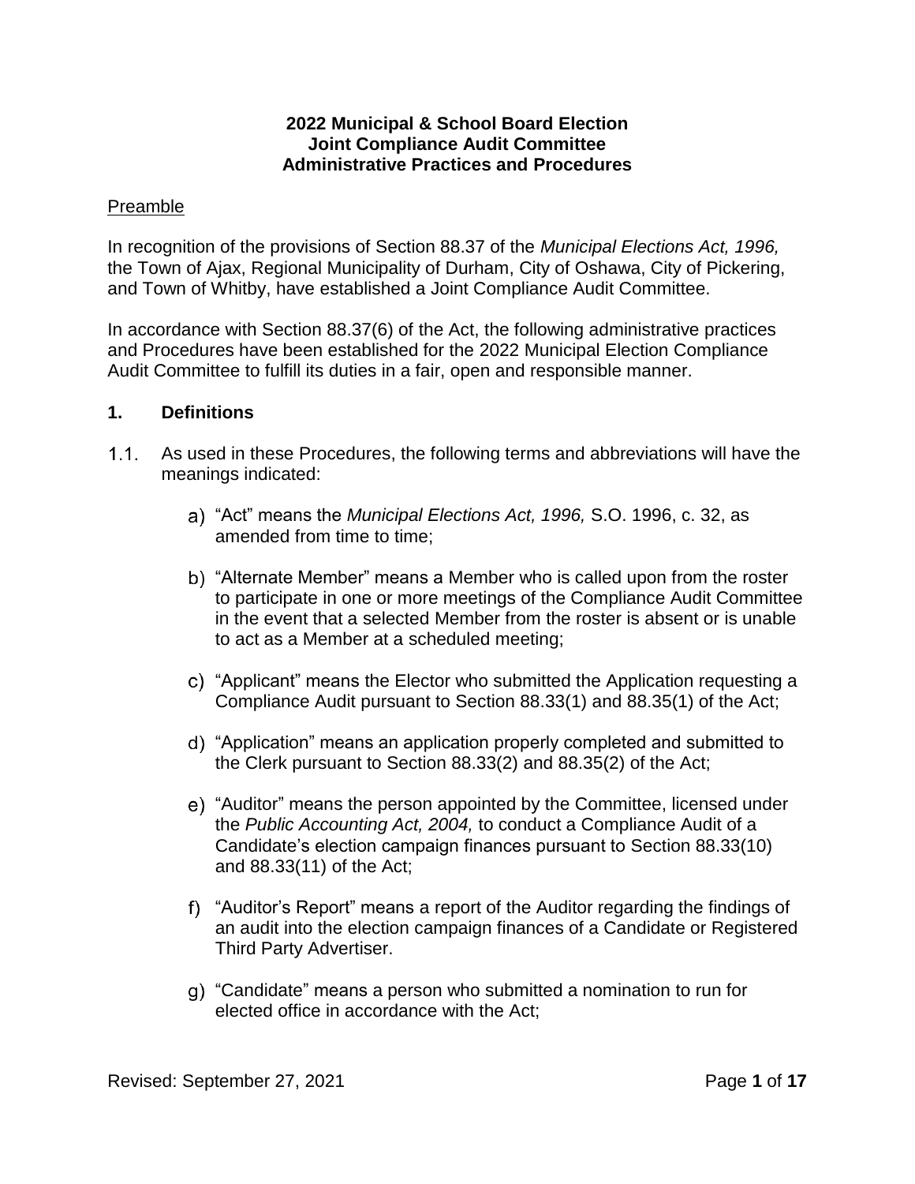# 2022 Municipal & School Board Election
# Joint Compliance Audit Committee
# Administrative Practices and Procedures

## Preamble

In recognition of the provisions of Section 88.37 of the *Municipal Elections Act, 1996,* the Town of Ajax, Regional Municipality of Durham, City of Oshawa, City of Pickering, and Town of Whitby, have established a Joint Compliance Audit Committee.

In accordance with Section 88.37(6) of the Act, the following administrative practices and Procedures have been established for the 2022 Municipal Election Compliance Audit Committee to fulfill its duties in a fair, open and responsible manner.

## 1. Definitions

1.1. As used in these Procedures, the following terms and abbreviations will have the meanings indicated:

a) "Act" means the *Municipal Elections Act, 1996,* S.O. 1996, c. 32, as amended from time to time;

b) "Alternate Member" means a Member who is called upon from the roster to participate in one or more meetings of the Compliance Audit Committee in the event that a selected Member from the roster is absent or is unable to act as a Member at a scheduled meeting;

c) "Applicant" means the Elector who submitted the Application requesting a Compliance Audit pursuant to Section 88.33(1) and 88.35(1) of the Act;

d) "Application" means an application properly completed and submitted to the Clerk pursuant to Section 88.33(2) and 88.35(2) of the Act;

e) "Auditor" means the person appointed by the Committee, licensed under the *Public Accounting Act, 2004,* to conduct a Compliance Audit of a Candidate's election campaign finances pursuant to Section 88.33(10) and 88.33(11) of the Act;

f) "Auditor's Report" means a report of the Auditor regarding the findings of an audit into the election campaign finances of a Candidate or Registered Third Party Advertiser.

g) "Candidate" means a person who submitted a nomination to run for elected office in accordance with the Act;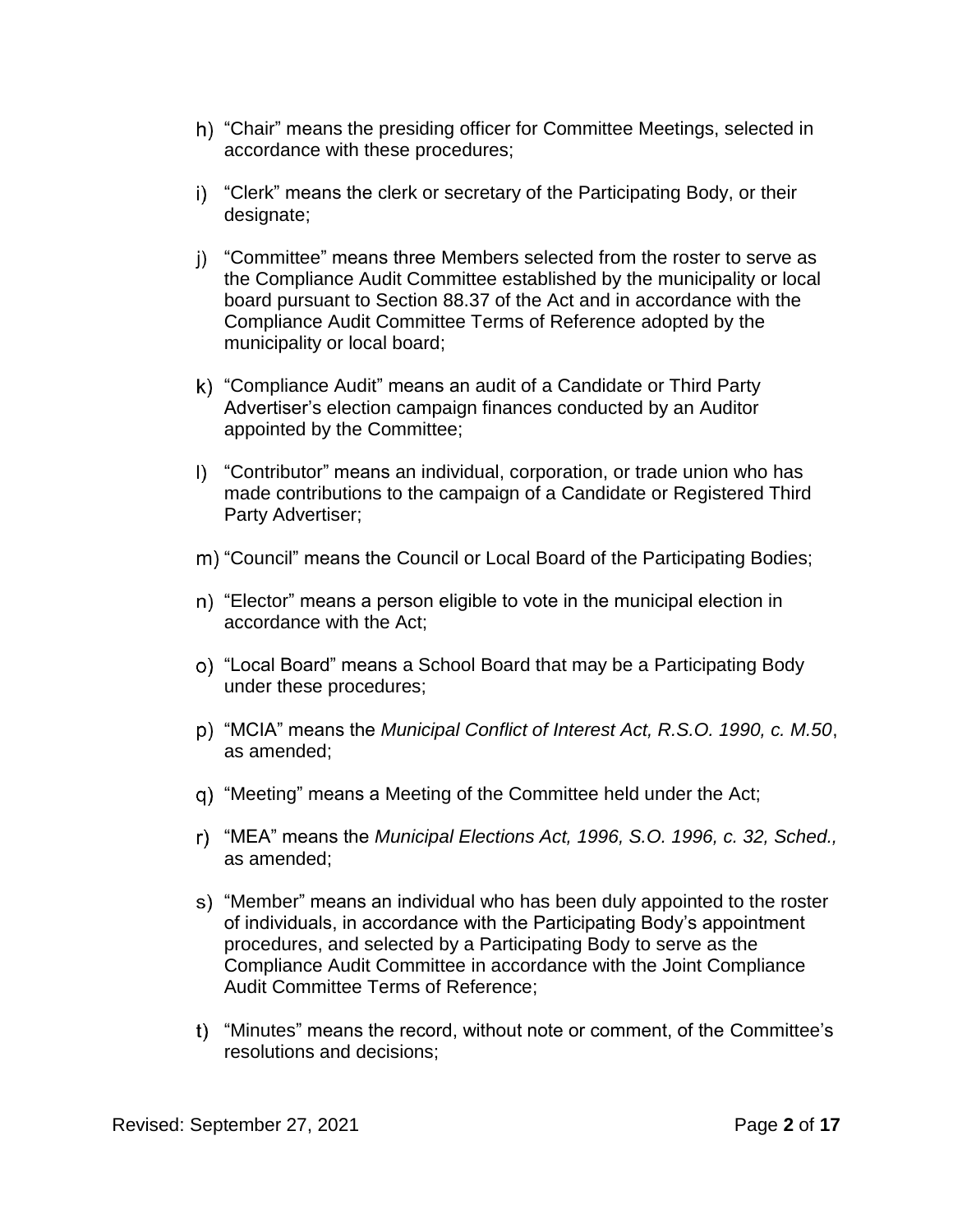h) "Chair" means the presiding officer for Committee Meetings, selected in accordance with these procedures;

i) "Clerk" means the clerk or secretary of the Participating Body, or their designate;

j) "Committee" means three Members selected from the roster to serve as the Compliance Audit Committee established by the municipality or local board pursuant to Section 88.37 of the Act and in accordance with the Compliance Audit Committee Terms of Reference adopted by the municipality or local board;

k) "Compliance Audit" means an audit of a Candidate or Third Party Advertiser's election campaign finances conducted by an Auditor appointed by the Committee;

l) "Contributor" means an individual, corporation, or trade union who has made contributions to the campaign of a Candidate or Registered Third Party Advertiser;

m) "Council" means the Council or Local Board of the Participating Bodies;

n) "Elector" means a person eligible to vote in the municipal election in accordance with the Act;

o) "Local Board" means a School Board that may be a Participating Body under these procedures;

p) "MCIA" means the *Municipal Conflict of Interest Act, R.S.O. 1990, c. M.50*, as amended;

q) "Meeting" means a Meeting of the Committee held under the Act;

r) "MEA" means the *Municipal Elections Act, 1996, S.O. 1996, c. 32, Sched.,* as amended;

s) "Member" means an individual who has been duly appointed to the roster of individuals, in accordance with the Participating Body's appointment procedures, and selected by a Participating Body to serve as the Compliance Audit Committee in accordance with the Joint Compliance Audit Committee Terms of Reference;

t) "Minutes" means the record, without note or comment, of the Committee's resolutions and decisions;

Revised: September 27, 2021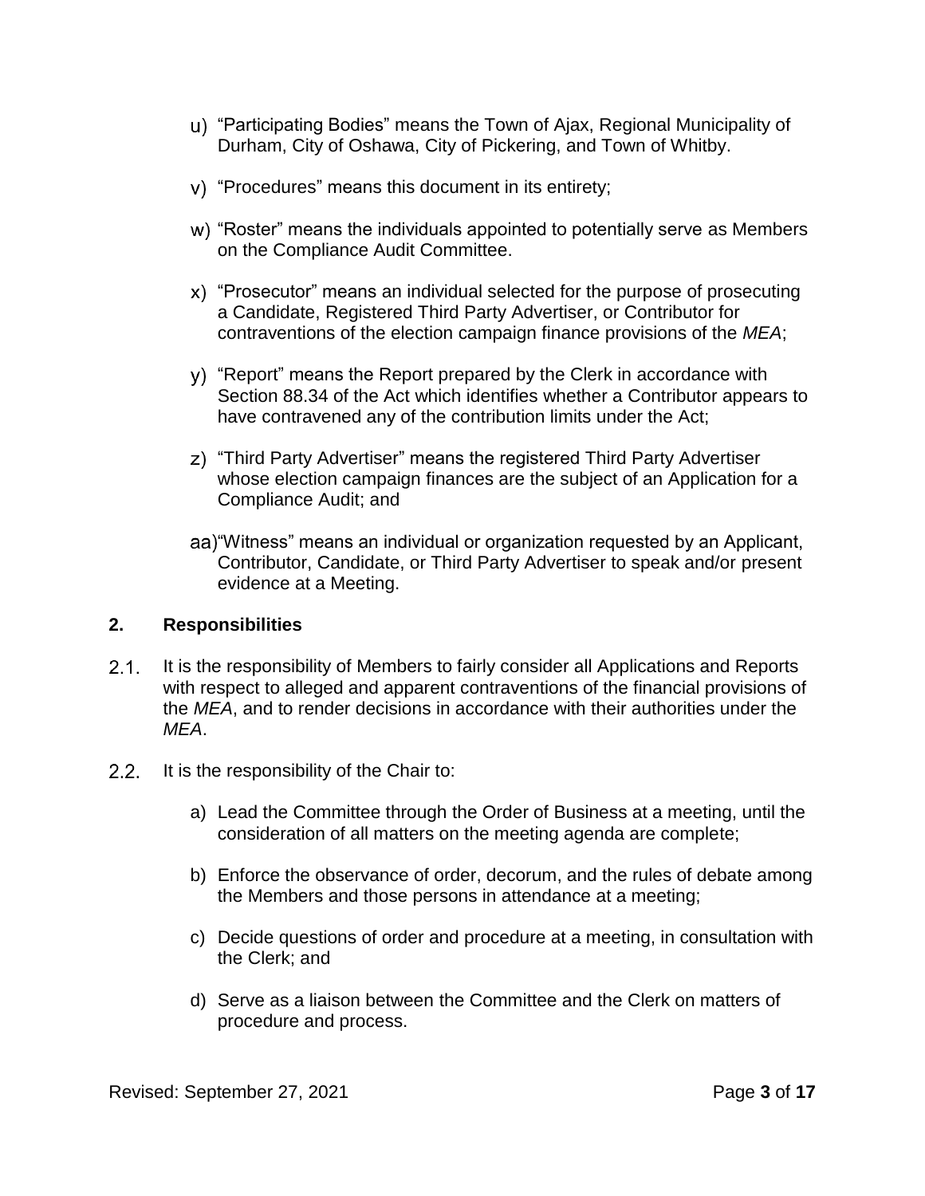u) "Participating Bodies" means the Town of Ajax, Regional Municipality of Durham, City of Oshawa, City of Pickering, and Town of Whitby.

v) "Procedures" means this document in its entirety;

w) "Roster" means the individuals appointed to potentially serve as Members on the Compliance Audit Committee.

x) "Prosecutor" means an individual selected for the purpose of prosecuting a Candidate, Registered Third Party Advertiser, or Contributor for contraventions of the election campaign finance provisions of the *MEA*;

y) "Report" means the Report prepared by the Clerk in accordance with Section 88.34 of the Act which identifies whether a Contributor appears to have contravened any of the contribution limits under the Act;

z) "Third Party Advertiser" means the registered Third Party Advertiser whose election campaign finances are the subject of an Application for a Compliance Audit; and

aa) "Witness" means an individual or organization requested by an Applicant, Contributor, Candidate, or Third Party Advertiser to speak and/or present evidence at a Meeting.

## 2. Responsibilities

2.1. It is the responsibility of Members to fairly consider all Applications and Reports with respect to alleged and apparent contraventions of the financial provisions of the *MEA*, and to render decisions in accordance with their authorities under the *MEA*.

2.2. It is the responsibility of the Chair to:

a) Lead the Committee through the Order of Business at a meeting, until the consideration of all matters on the meeting agenda are complete;

b) Enforce the observance of order, decorum, and the rules of debate among the Members and those persons in attendance at a meeting;

c) Decide questions of order and procedure at a meeting, in consultation with the Clerk; and

d) Serve as a liaison between the Committee and the Clerk on matters of procedure and process.

Revised: September 27, 2021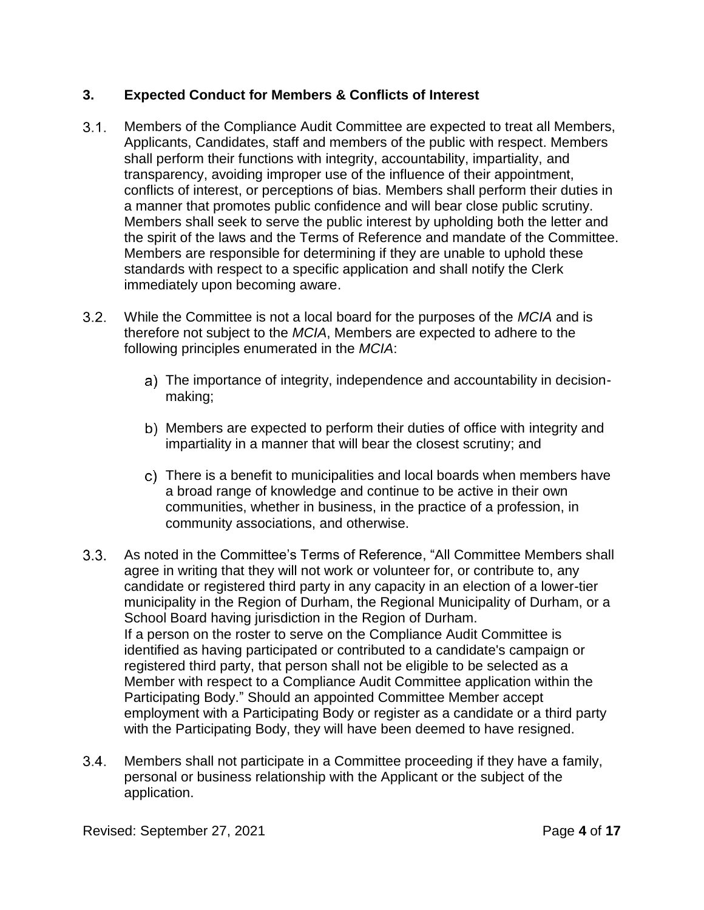## 3. Expected Conduct for Members & Conflicts of Interest

3.1. Members of the Compliance Audit Committee are expected to treat all Members, Applicants, Candidates, staff and members of the public with respect. Members shall perform their functions with integrity, accountability, impartiality, and transparency, avoiding improper use of the influence of their appointment, conflicts of interest, or perceptions of bias. Members shall perform their duties in a manner that promotes public confidence and will bear close public scrutiny. Members shall seek to serve the public interest by upholding both the letter and the spirit of the laws and the Terms of Reference and mandate of the Committee. Members are responsible for determining if they are unable to uphold these standards with respect to a specific application and shall notify the Clerk immediately upon becoming aware.

3.2. While the Committee is not a local board for the purposes of the *MCIA* and is therefore not subject to the *MCIA*, Members are expected to adhere to the following principles enumerated in the *MCIA*:

a) The importance of integrity, independence and accountability in decision-making;

b) Members are expected to perform their duties of office with integrity and impartiality in a manner that will bear the closest scrutiny; and

c) There is a benefit to municipalities and local boards when members have a broad range of knowledge and continue to be active in their own communities, whether in business, in the practice of a profession, in community associations, and otherwise.

3.3. As noted in the Committee's Terms of Reference, "All Committee Members shall agree in writing that they will not work or volunteer for, or contribute to, any candidate or registered third party in any capacity in an election of a lower-tier municipality in the Region of Durham, the Regional Municipality of Durham, or a School Board having jurisdiction in the Region of Durham.
If a person on the roster to serve on the Compliance Audit Committee is identified as having participated or contributed to a candidate's campaign or registered third party, that person shall not be eligible to be selected as a Member with respect to a Compliance Audit Committee application within the Participating Body." Should an appointed Committee Member accept employment with a Participating Body or register as a candidate or a third party with the Participating Body, they will have been deemed to have resigned.

3.4. Members shall not participate in a Committee proceeding if they have a family, personal or business relationship with the Applicant or the subject of the application.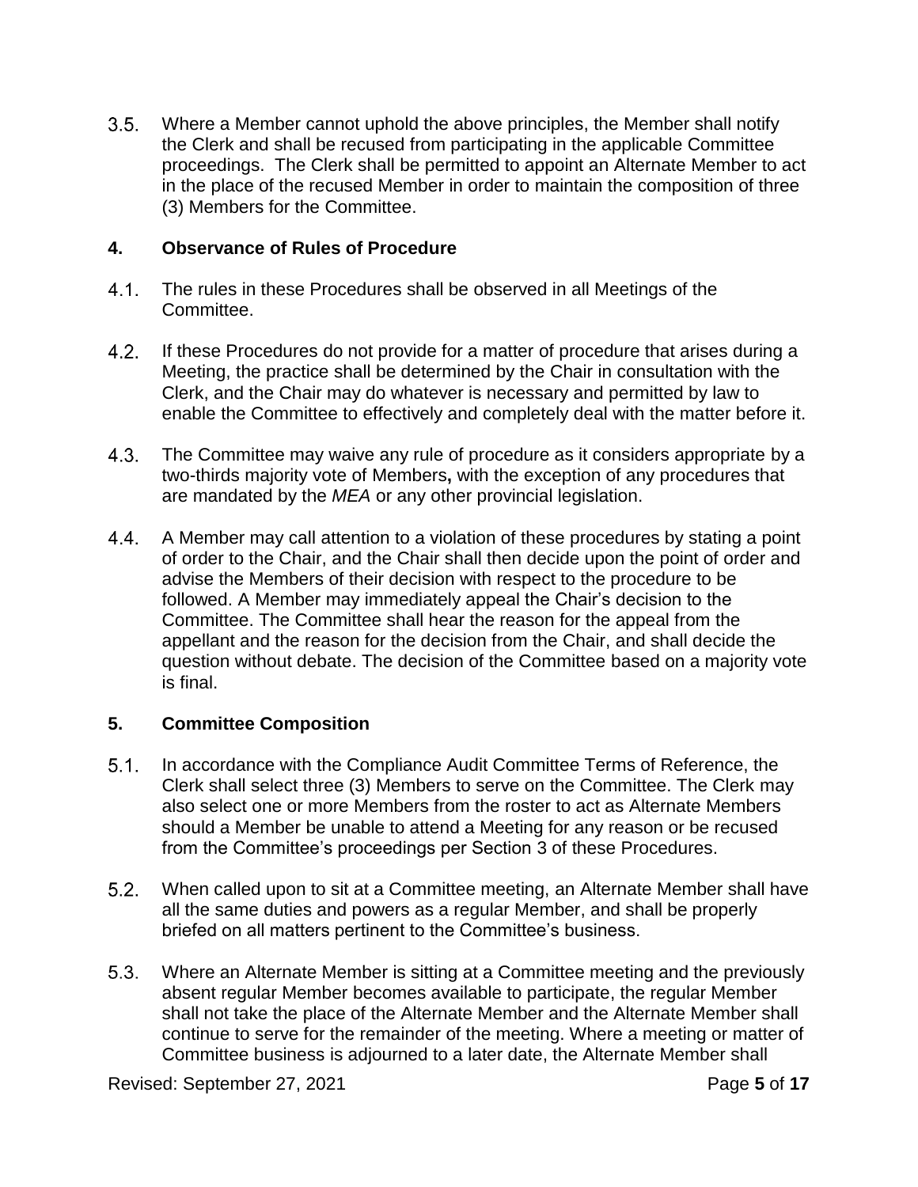3.5. Where a Member cannot uphold the above principles, the Member shall notify the Clerk and shall be recused from participating in the applicable Committee proceedings. The Clerk shall be permitted to appoint an Alternate Member to act in the place of the recused Member in order to maintain the composition of three (3) Members for the Committee.

## 4. Observance of Rules of Procedure

4.1. The rules in these Procedures shall be observed in all Meetings of the Committee.

4.2. If these Procedures do not provide for a matter of procedure that arises during a Meeting, the practice shall be determined by the Chair in consultation with the Clerk, and the Chair may do whatever is necessary and permitted by law to enable the Committee to effectively and completely deal with the matter before it.

4.3. The Committee may waive any rule of procedure as it considers appropriate by a two-thirds majority vote of Members**,** with the exception of any procedures that are mandated by the *MEA* or any other provincial legislation.

4.4. A Member may call attention to a violation of these procedures by stating a point of order to the Chair, and the Chair shall then decide upon the point of order and advise the Members of their decision with respect to the procedure to be followed. A Member may immediately appeal the Chair's decision to the Committee. The Committee shall hear the reason for the appeal from the appellant and the reason for the decision from the Chair, and shall decide the question without debate. The decision of the Committee based on a majority vote is final.

## 5. Committee Composition

5.1. In accordance with the Compliance Audit Committee Terms of Reference, the Clerk shall select three (3) Members to serve on the Committee. The Clerk may also select one or more Members from the roster to act as Alternate Members should a Member be unable to attend a Meeting for any reason or be recused from the Committee's proceedings per Section 3 of these Procedures.

5.2. When called upon to sit at a Committee meeting, an Alternate Member shall have all the same duties and powers as a regular Member, and shall be properly briefed on all matters pertinent to the Committee's business.

5.3. Where an Alternate Member is sitting at a Committee meeting and the previously absent regular Member becomes available to participate, the regular Member shall not take the place of the Alternate Member and the Alternate Member shall continue to serve for the remainder of the meeting. Where a meeting or matter of Committee business is adjourned to a later date, the Alternate Member shall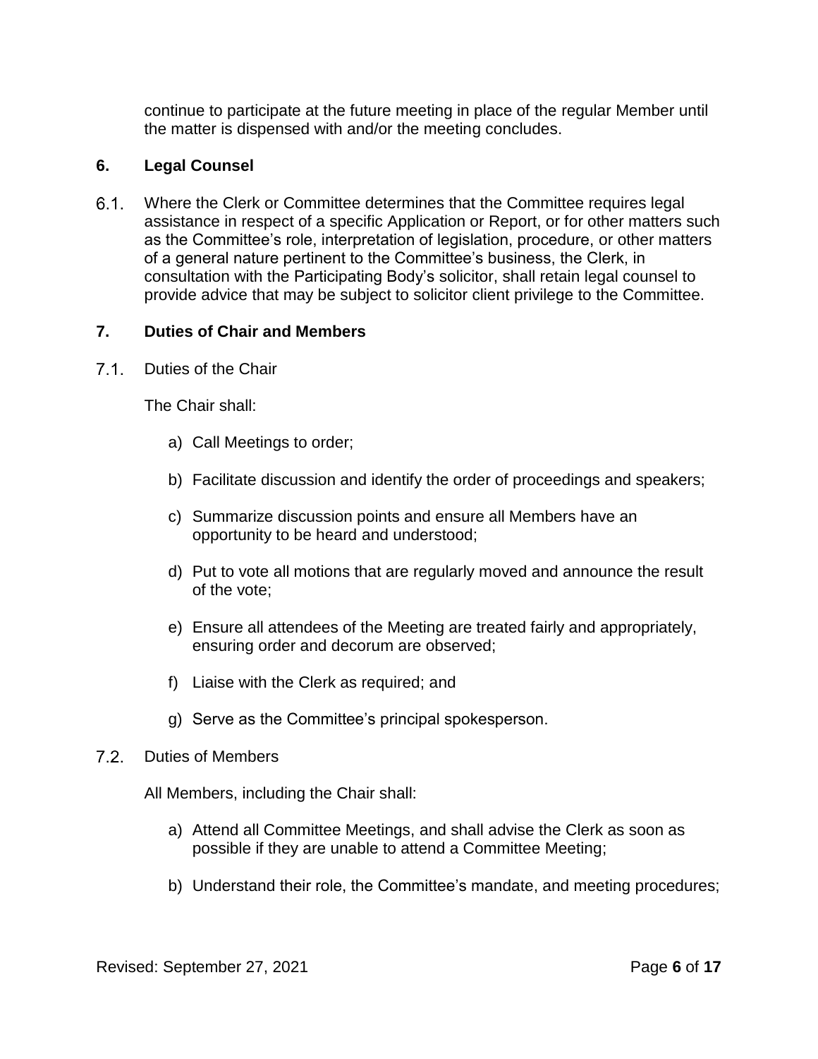continue to participate at the future meeting in place of the regular Member until the matter is dispensed with and/or the meeting concludes.

## 6. Legal Counsel

6.1. Where the Clerk or Committee determines that the Committee requires legal assistance in respect of a specific Application or Report, or for other matters such as the Committee's role, interpretation of legislation, procedure, or other matters of a general nature pertinent to the Committee's business, the Clerk, in consultation with the Participating Body's solicitor, shall retain legal counsel to provide advice that may be subject to solicitor client privilege to the Committee.

## 7. Duties of Chair and Members

7.1. Duties of the Chair

The Chair shall:

a) Call Meetings to order;

b) Facilitate discussion and identify the order of proceedings and speakers;

c) Summarize discussion points and ensure all Members have an opportunity to be heard and understood;

d) Put to vote all motions that are regularly moved and announce the result of the vote;

e) Ensure all attendees of the Meeting are treated fairly and appropriately, ensuring order and decorum are observed;

f) Liaise with the Clerk as required; and

g) Serve as the Committee's principal spokesperson.

7.2. Duties of Members

All Members, including the Chair shall:

a) Attend all Committee Meetings, and shall advise the Clerk as soon as possible if they are unable to attend a Committee Meeting;

b) Understand their role, the Committee's mandate, and meeting procedures;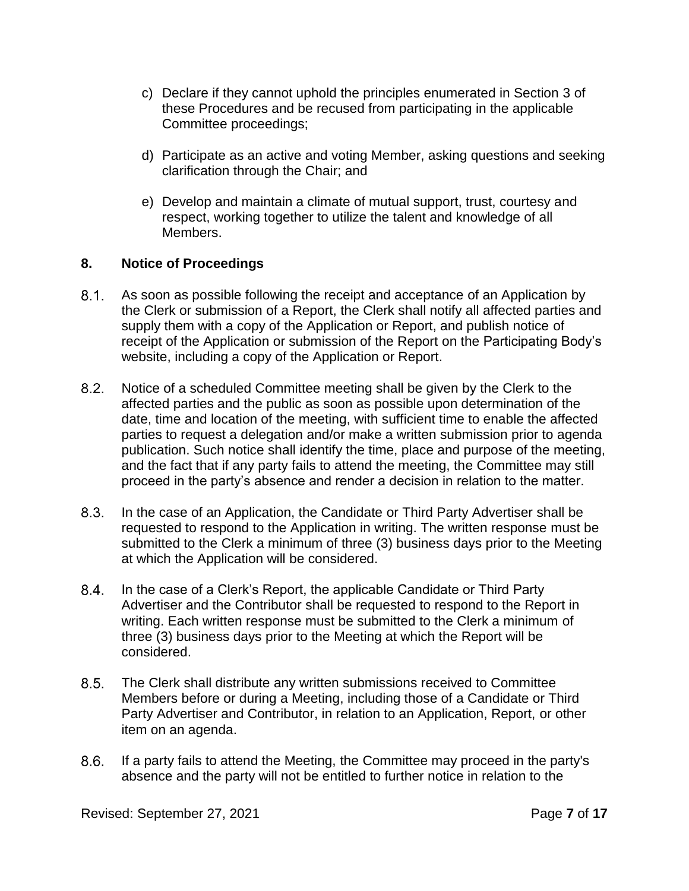c) Declare if they cannot uphold the principles enumerated in Section 3 of these Procedures and be recused from participating in the applicable Committee proceedings;

d) Participate as an active and voting Member, asking questions and seeking clarification through the Chair; and

e) Develop and maintain a climate of mutual support, trust, courtesy and respect, working together to utilize the talent and knowledge of all Members.

## 8. Notice of Proceedings

8.1. As soon as possible following the receipt and acceptance of an Application by the Clerk or submission of a Report, the Clerk shall notify all affected parties and supply them with a copy of the Application or Report, and publish notice of receipt of the Application or submission of the Report on the Participating Body's website, including a copy of the Application or Report.

8.2. Notice of a scheduled Committee meeting shall be given by the Clerk to the affected parties and the public as soon as possible upon determination of the date, time and location of the meeting, with sufficient time to enable the affected parties to request a delegation and/or make a written submission prior to agenda publication. Such notice shall identify the time, place and purpose of the meeting, and the fact that if any party fails to attend the meeting, the Committee may still proceed in the party's absence and render a decision in relation to the matter.

8.3. In the case of an Application, the Candidate or Third Party Advertiser shall be requested to respond to the Application in writing. The written response must be submitted to the Clerk a minimum of three (3) business days prior to the Meeting at which the Application will be considered.

8.4. In the case of a Clerk's Report, the applicable Candidate or Third Party Advertiser and the Contributor shall be requested to respond to the Report in writing. Each written response must be submitted to the Clerk a minimum of three (3) business days prior to the Meeting at which the Report will be considered.

8.5. The Clerk shall distribute any written submissions received to Committee Members before or during a Meeting, including those of a Candidate or Third Party Advertiser and Contributor, in relation to an Application, Report, or other item on an agenda.

8.6. If a party fails to attend the Meeting, the Committee may proceed in the party's absence and the party will not be entitled to further notice in relation to the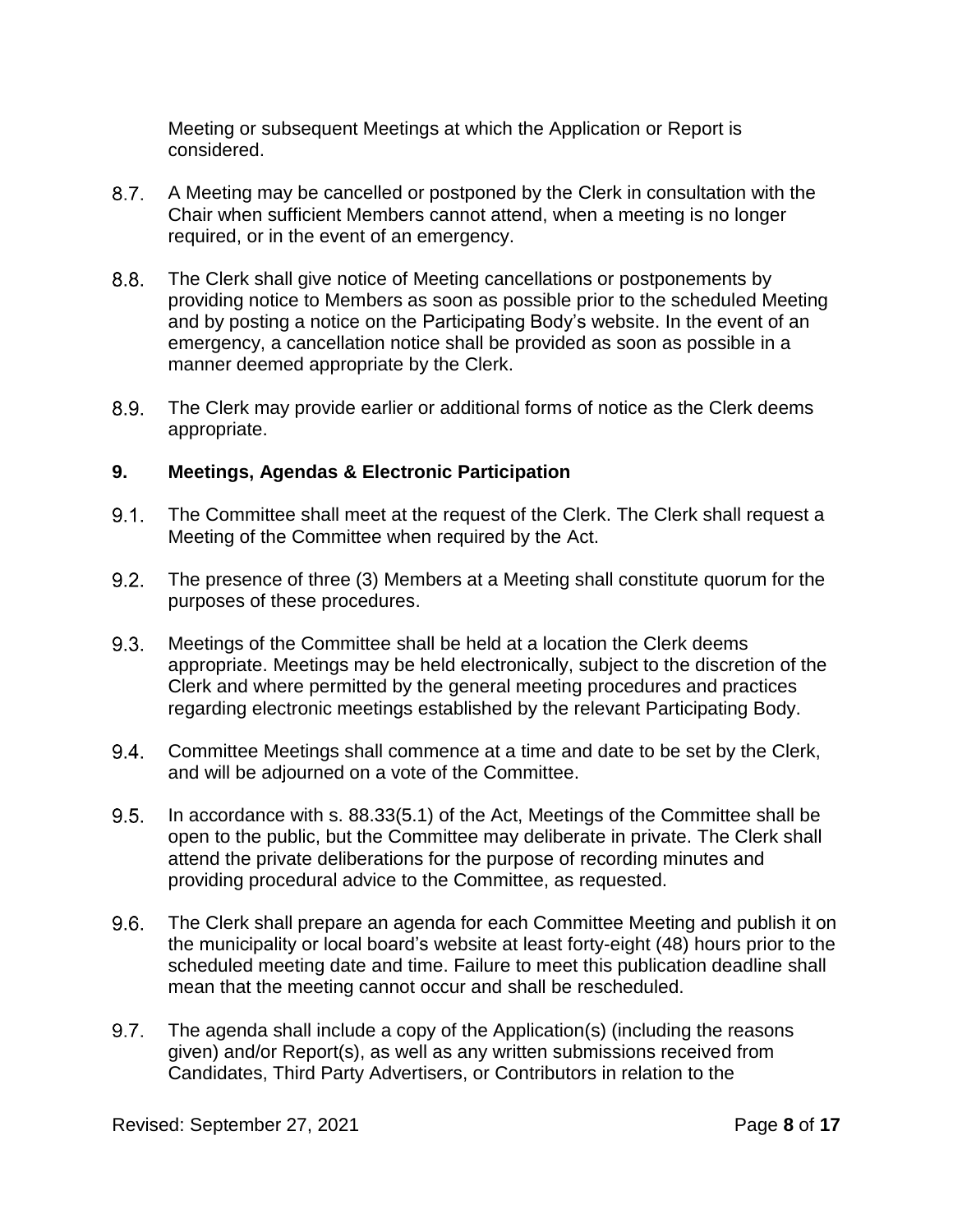Meeting or subsequent Meetings at which the Application or Report is considered.

8.7. A Meeting may be cancelled or postponed by the Clerk in consultation with the Chair when sufficient Members cannot attend, when a meeting is no longer required, or in the event of an emergency.

8.8. The Clerk shall give notice of Meeting cancellations or postponements by providing notice to Members as soon as possible prior to the scheduled Meeting and by posting a notice on the Participating Body's website. In the event of an emergency, a cancellation notice shall be provided as soon as possible in a manner deemed appropriate by the Clerk.

8.9. The Clerk may provide earlier or additional forms of notice as the Clerk deems appropriate.

## 9. Meetings, Agendas & Electronic Participation

9.1. The Committee shall meet at the request of the Clerk. The Clerk shall request a Meeting of the Committee when required by the Act.

9.2. The presence of three (3) Members at a Meeting shall constitute quorum for the purposes of these procedures.

9.3. Meetings of the Committee shall be held at a location the Clerk deems appropriate. Meetings may be held electronically, subject to the discretion of the Clerk and where permitted by the general meeting procedures and practices regarding electronic meetings established by the relevant Participating Body.

9.4. Committee Meetings shall commence at a time and date to be set by the Clerk, and will be adjourned on a vote of the Committee.

9.5. In accordance with s. 88.33(5.1) of the Act, Meetings of the Committee shall be open to the public, but the Committee may deliberate in private. The Clerk shall attend the private deliberations for the purpose of recording minutes and providing procedural advice to the Committee, as requested.

9.6. The Clerk shall prepare an agenda for each Committee Meeting and publish it on the municipality or local board's website at least forty-eight (48) hours prior to the scheduled meeting date and time. Failure to meet this publication deadline shall mean that the meeting cannot occur and shall be rescheduled.

9.7. The agenda shall include a copy of the Application(s) (including the reasons given) and/or Report(s), as well as any written submissions received from Candidates, Third Party Advertisers, or Contributors in relation to the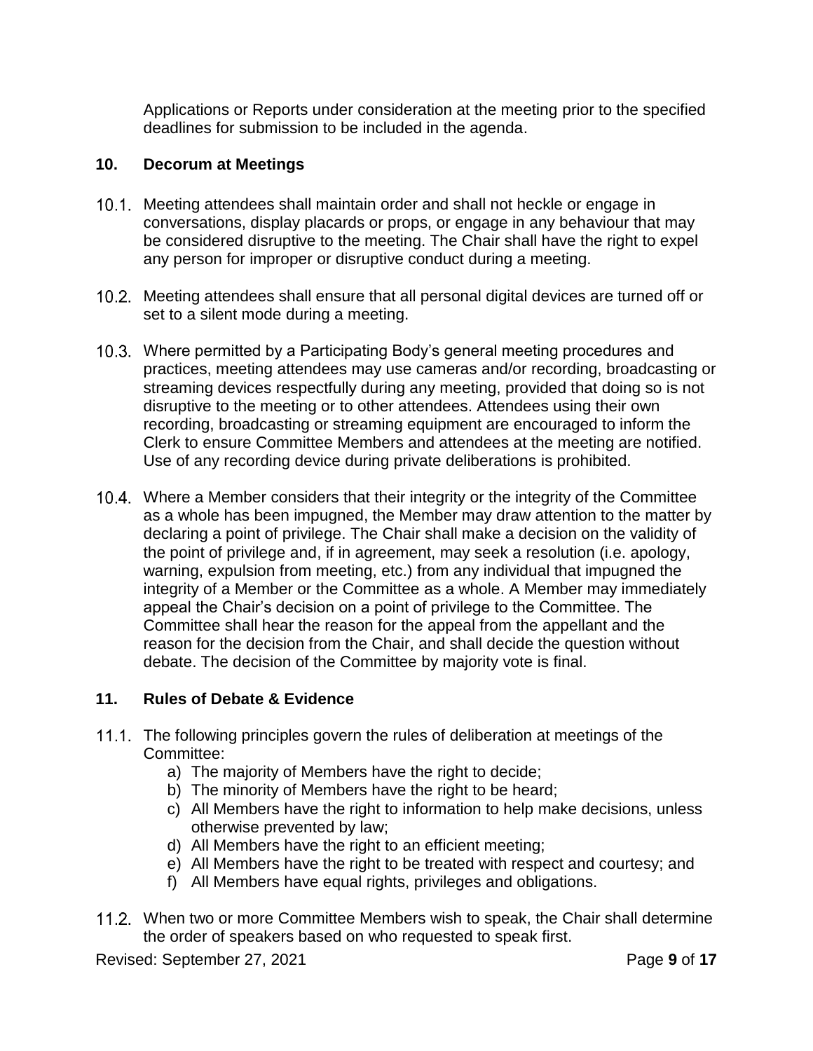Applications or Reports under consideration at the meeting prior to the specified deadlines for submission to be included in the agenda.

## 10. Decorum at Meetings

10.1. Meeting attendees shall maintain order and shall not heckle or engage in conversations, display placards or props, or engage in any behaviour that may be considered disruptive to the meeting. The Chair shall have the right to expel any person for improper or disruptive conduct during a meeting.

10.2. Meeting attendees shall ensure that all personal digital devices are turned off or set to a silent mode during a meeting.

10.3. Where permitted by a Participating Body's general meeting procedures and practices, meeting attendees may use cameras and/or recording, broadcasting or streaming devices respectfully during any meeting, provided that doing so is not disruptive to the meeting or to other attendees. Attendees using their own recording, broadcasting or streaming equipment are encouraged to inform the Clerk to ensure Committee Members and attendees at the meeting are notified. Use of any recording device during private deliberations is prohibited.

10.4. Where a Member considers that their integrity or the integrity of the Committee as a whole has been impugned, the Member may draw attention to the matter by declaring a point of privilege. The Chair shall make a decision on the validity of the point of privilege and, if in agreement, may seek a resolution (i.e. apology, warning, expulsion from meeting, etc.) from any individual that impugned the integrity of a Member or the Committee as a whole. A Member may immediately appeal the Chair's decision on a point of privilege to the Committee. The Committee shall hear the reason for the appeal from the appellant and the reason for the decision from the Chair, and shall decide the question without debate. The decision of the Committee by majority vote is final.

## 11. Rules of Debate & Evidence

11.1. The following principles govern the rules of deliberation at meetings of the Committee:

a) The majority of Members have the right to decide;
b) The minority of Members have the right to be heard;
c) All Members have the right to information to help make decisions, unless otherwise prevented by law;
d) All Members have the right to an efficient meeting;
e) All Members have the right to be treated with respect and courtesy; and
f) All Members have equal rights, privileges and obligations.

11.2. When two or more Committee Members wish to speak, the Chair shall determine the order of speakers based on who requested to speak first.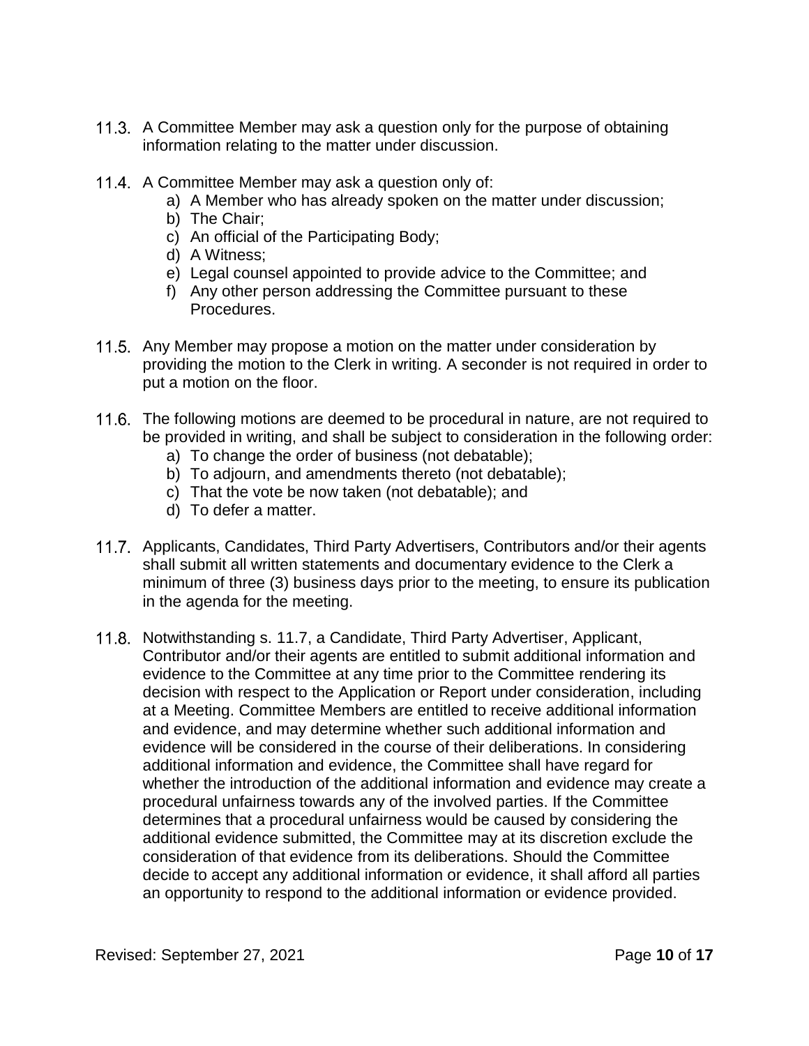11.3. A Committee Member may ask a question only for the purpose of obtaining information relating to the matter under discussion.

11.4. A Committee Member may ask a question only of:

   a) A Member who has already spoken on the matter under discussion;
   b) The Chair;
   c) An official of the Participating Body;
   d) A Witness;
   e) Legal counsel appointed to provide advice to the Committee; and
   f) Any other person addressing the Committee pursuant to these Procedures.

11.5. Any Member may propose a motion on the matter under consideration by providing the motion to the Clerk in writing. A seconder is not required in order to put a motion on the floor.

11.6. The following motions are deemed to be procedural in nature, are not required to be provided in writing, and shall be subject to consideration in the following order:

   a) To change the order of business (not debatable);
   b) To adjourn, and amendments thereto (not debatable);
   c) That the vote be now taken (not debatable); and
   d) To defer a matter.

11.7. Applicants, Candidates, Third Party Advertisers, Contributors and/or their agents shall submit all written statements and documentary evidence to the Clerk a minimum of three (3) business days prior to the meeting, to ensure its publication in the agenda for the meeting.

11.8. Notwithstanding s. 11.7, a Candidate, Third Party Advertiser, Applicant, Contributor and/or their agents are entitled to submit additional information and evidence to the Committee at any time prior to the Committee rendering its decision with respect to the Application or Report under consideration, including at a Meeting. Committee Members are entitled to receive additional information and evidence, and may determine whether such additional information and evidence will be considered in the course of their deliberations. In considering additional information and evidence, the Committee shall have regard for whether the introduction of the additional information and evidence may create a procedural unfairness towards any of the involved parties. If the Committee determines that a procedural unfairness would be caused by considering the additional evidence submitted, the Committee may at its discretion exclude the consideration of that evidence from its deliberations. Should the Committee decide to accept any additional information or evidence, it shall afford all parties an opportunity to respond to the additional information or evidence provided.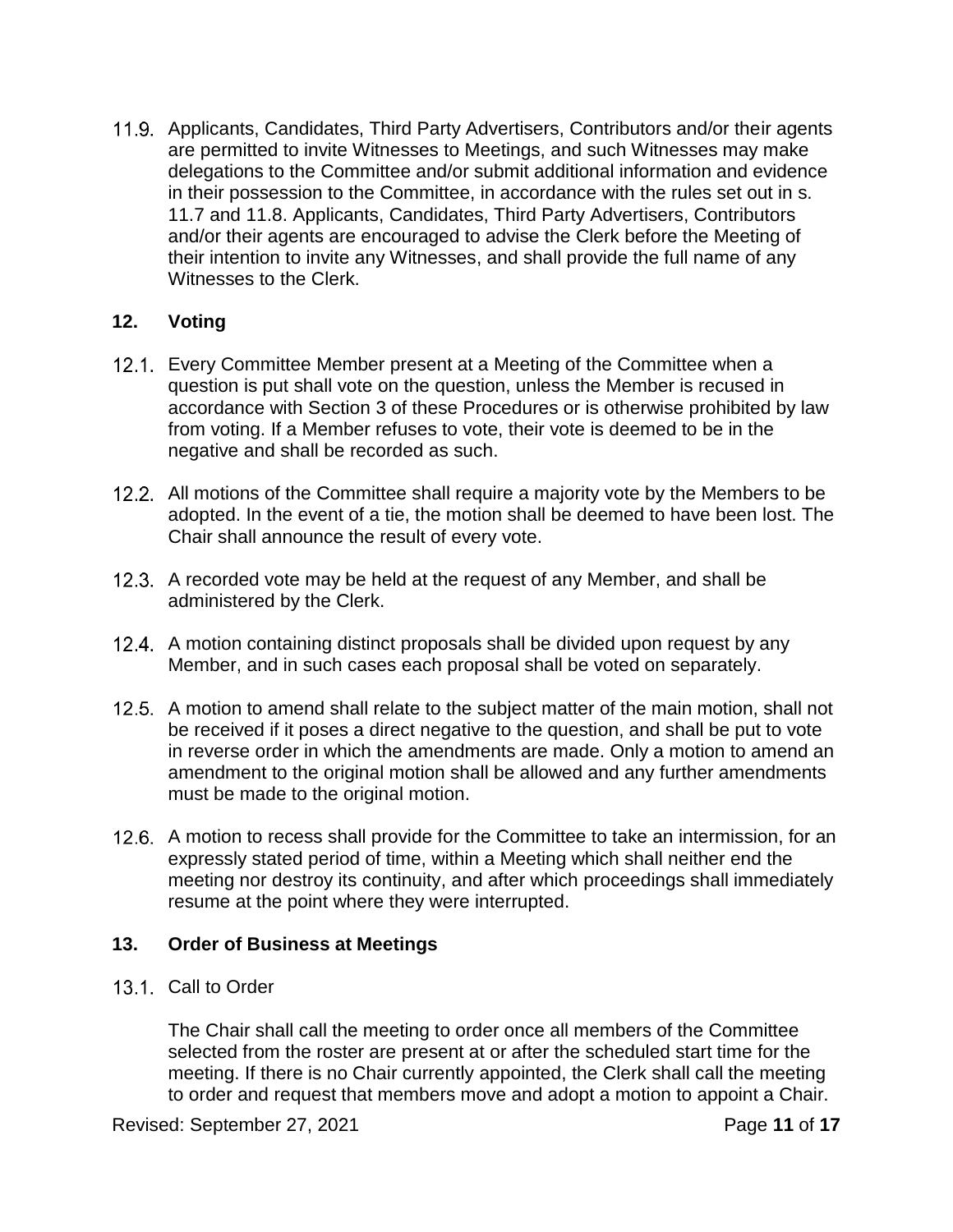11.9. Applicants, Candidates, Third Party Advertisers, Contributors and/or their agents are permitted to invite Witnesses to Meetings, and such Witnesses may make delegations to the Committee and/or submit additional information and evidence in their possession to the Committee, in accordance with the rules set out in s. 11.7 and 11.8. Applicants, Candidates, Third Party Advertisers, Contributors and/or their agents are encouraged to advise the Clerk before the Meeting of their intention to invite any Witnesses, and shall provide the full name of any Witnesses to the Clerk.

## 12. Voting

12.1. Every Committee Member present at a Meeting of the Committee when a question is put shall vote on the question, unless the Member is recused in accordance with Section 3 of these Procedures or is otherwise prohibited by law from voting. If a Member refuses to vote, their vote is deemed to be in the negative and shall be recorded as such.

12.2. All motions of the Committee shall require a majority vote by the Members to be adopted. In the event of a tie, the motion shall be deemed to have been lost. The Chair shall announce the result of every vote.

12.3. A recorded vote may be held at the request of any Member, and shall be administered by the Clerk.

12.4. A motion containing distinct proposals shall be divided upon request by any Member, and in such cases each proposal shall be voted on separately.

12.5. A motion to amend shall relate to the subject matter of the main motion, shall not be received if it poses a direct negative to the question, and shall be put to vote in reverse order in which the amendments are made. Only a motion to amend an amendment to the original motion shall be allowed and any further amendments must be made to the original motion.

12.6. A motion to recess shall provide for the Committee to take an intermission, for an expressly stated period of time, within a Meeting which shall neither end the meeting nor destroy its continuity, and after which proceedings shall immediately resume at the point where they were interrupted.

## 13. Order of Business at Meetings

13.1. Call to Order

The Chair shall call the meeting to order once all members of the Committee selected from the roster are present at or after the scheduled start time for the meeting. If there is no Chair currently appointed, the Clerk shall call the meeting to order and request that members move and adopt a motion to appoint a Chair.

Revised: September 27, 2021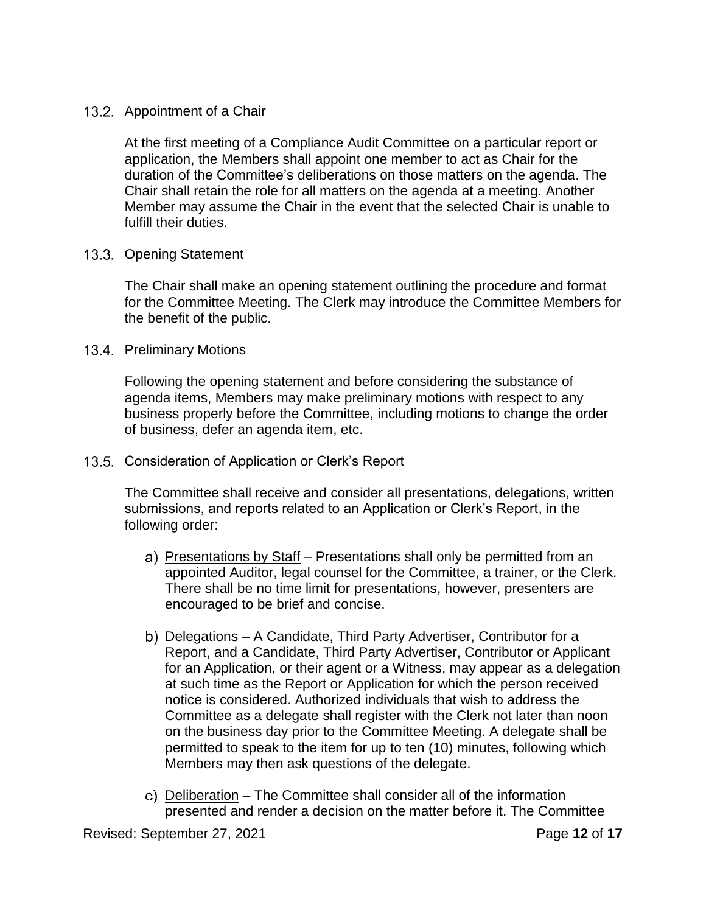### 13.2. Appointment of a Chair

At the first meeting of a Compliance Audit Committee on a particular report or application, the Members shall appoint one member to act as Chair for the duration of the Committee's deliberations on those matters on the agenda. The Chair shall retain the role for all matters on the agenda at a meeting. Another Member may assume the Chair in the event that the selected Chair is unable to fulfill their duties.

### 13.3. Opening Statement

The Chair shall make an opening statement outlining the procedure and format for the Committee Meeting. The Clerk may introduce the Committee Members for the benefit of the public.

### 13.4. Preliminary Motions

Following the opening statement and before considering the substance of agenda items, Members may make preliminary motions with respect to any business properly before the Committee, including motions to change the order of business, defer an agenda item, etc.

### 13.5. Consideration of Application or Clerk's Report

The Committee shall receive and consider all presentations, delegations, written submissions, and reports related to an Application or Clerk's Report, in the following order:

a) Presentations by Staff – Presentations shall only be permitted from an appointed Auditor, legal counsel for the Committee, a trainer, or the Clerk. There shall be no time limit for presentations, however, presenters are encouraged to be brief and concise.

b) Delegations – A Candidate, Third Party Advertiser, Contributor for a Report, and a Candidate, Third Party Advertiser, Contributor or Applicant for an Application, or their agent or a Witness, may appear as a delegation at such time as the Report or Application for which the person received notice is considered. Authorized individuals that wish to address the Committee as a delegate shall register with the Clerk not later than noon on the business day prior to the Committee Meeting. A delegate shall be permitted to speak to the item for up to ten (10) minutes, following which Members may then ask questions of the delegate.

c) Deliberation – The Committee shall consider all of the information presented and render a decision on the matter before it. The Committee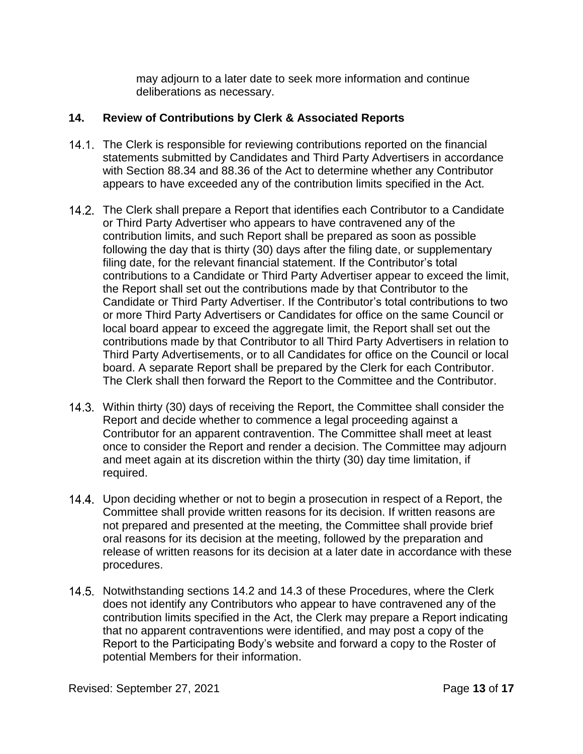may adjourn to a later date to seek more information and continue deliberations as necessary.

## 14. Review of Contributions by Clerk & Associated Reports

14.1. The Clerk is responsible for reviewing contributions reported on the financial statements submitted by Candidates and Third Party Advertisers in accordance with Section 88.34 and 88.36 of the Act to determine whether any Contributor appears to have exceeded any of the contribution limits specified in the Act.

14.2. The Clerk shall prepare a Report that identifies each Contributor to a Candidate or Third Party Advertiser who appears to have contravened any of the contribution limits, and such Report shall be prepared as soon as possible following the day that is thirty (30) days after the filing date, or supplementary filing date, for the relevant financial statement. If the Contributor's total contributions to a Candidate or Third Party Advertiser appear to exceed the limit, the Report shall set out the contributions made by that Contributor to the Candidate or Third Party Advertiser. If the Contributor's total contributions to two or more Third Party Advertisers or Candidates for office on the same Council or local board appear to exceed the aggregate limit, the Report shall set out the contributions made by that Contributor to all Third Party Advertisers in relation to Third Party Advertisements, or to all Candidates for office on the Council or local board. A separate Report shall be prepared by the Clerk for each Contributor. The Clerk shall then forward the Report to the Committee and the Contributor.

14.3. Within thirty (30) days of receiving the Report, the Committee shall consider the Report and decide whether to commence a legal proceeding against a Contributor for an apparent contravention. The Committee shall meet at least once to consider the Report and render a decision. The Committee may adjourn and meet again at its discretion within the thirty (30) day time limitation, if required.

14.4. Upon deciding whether or not to begin a prosecution in respect of a Report, the Committee shall provide written reasons for its decision. If written reasons are not prepared and presented at the meeting, the Committee shall provide brief oral reasons for its decision at the meeting, followed by the preparation and release of written reasons for its decision at a later date in accordance with these procedures.

14.5. Notwithstanding sections 14.2 and 14.3 of these Procedures, where the Clerk does not identify any Contributors who appear to have contravened any of the contribution limits specified in the Act, the Clerk may prepare a Report indicating that no apparent contraventions were identified, and may post a copy of the Report to the Participating Body's website and forward a copy to the Roster of potential Members for their information.

Revised: September 27, 2021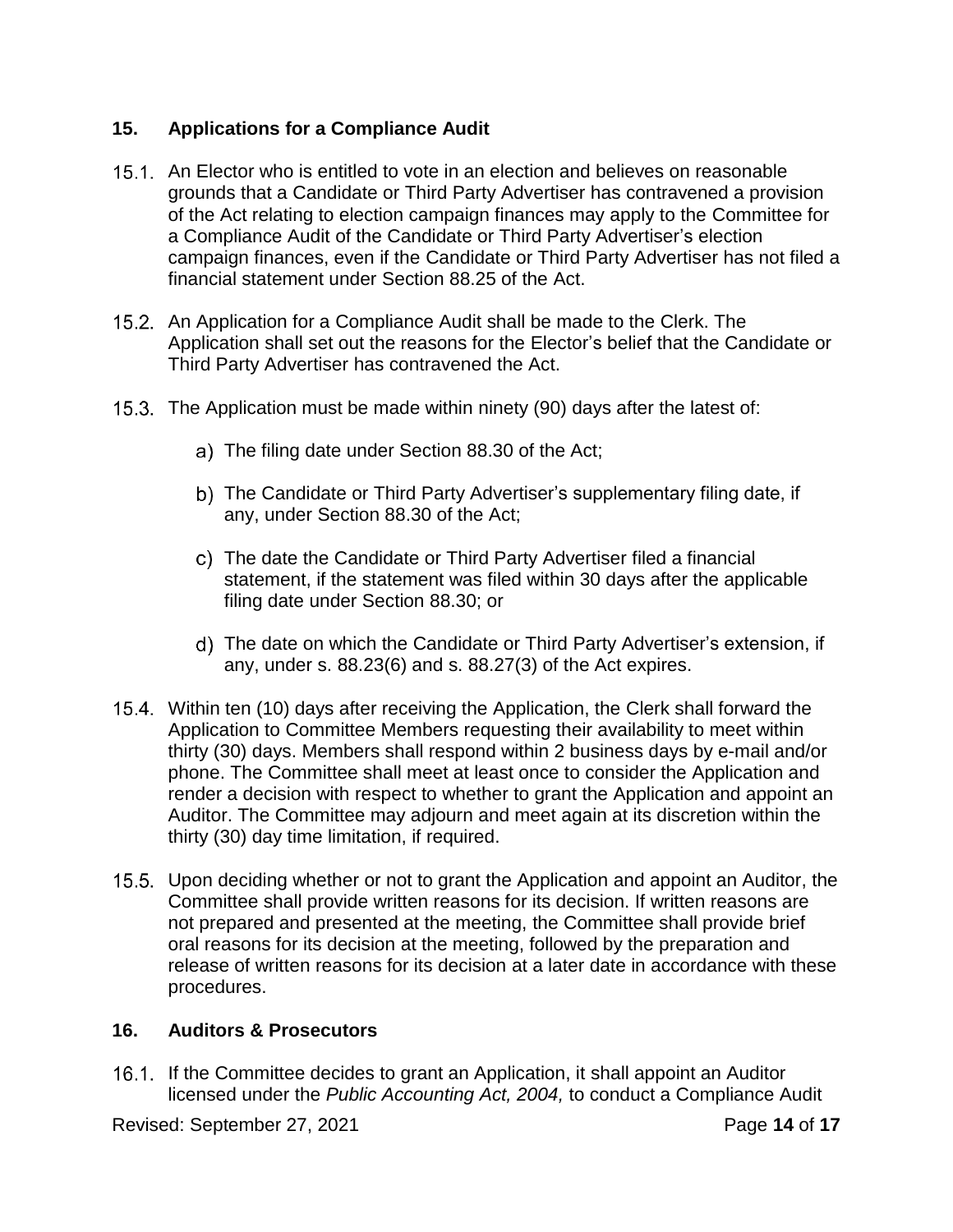## 15. Applications for a Compliance Audit

15.1. An Elector who is entitled to vote in an election and believes on reasonable grounds that a Candidate or Third Party Advertiser has contravened a provision of the Act relating to election campaign finances may apply to the Committee for a Compliance Audit of the Candidate or Third Party Advertiser's election campaign finances, even if the Candidate or Third Party Advertiser has not filed a financial statement under Section 88.25 of the Act.

15.2. An Application for a Compliance Audit shall be made to the Clerk. The Application shall set out the reasons for the Elector's belief that the Candidate or Third Party Advertiser has contravened the Act.

15.3. The Application must be made within ninety (90) days after the latest of:

a) The filing date under Section 88.30 of the Act;

b) The Candidate or Third Party Advertiser's supplementary filing date, if any, under Section 88.30 of the Act;

c) The date the Candidate or Third Party Advertiser filed a financial statement, if the statement was filed within 30 days after the applicable filing date under Section 88.30; or

d) The date on which the Candidate or Third Party Advertiser's extension, if any, under s. 88.23(6) and s. 88.27(3) of the Act expires.

15.4. Within ten (10) days after receiving the Application, the Clerk shall forward the Application to Committee Members requesting their availability to meet within thirty (30) days. Members shall respond within 2 business days by e-mail and/or phone. The Committee shall meet at least once to consider the Application and render a decision with respect to whether to grant the Application and appoint an Auditor. The Committee may adjourn and meet again at its discretion within the thirty (30) day time limitation, if required.

15.5. Upon deciding whether or not to grant the Application and appoint an Auditor, the Committee shall provide written reasons for its decision. If written reasons are not prepared and presented at the meeting, the Committee shall provide brief oral reasons for its decision at the meeting, followed by the preparation and release of written reasons for its decision at a later date in accordance with these procedures.

## 16. Auditors & Prosecutors

16.1. If the Committee decides to grant an Application, it shall appoint an Auditor licensed under the *Public Accounting Act, 2004,* to conduct a Compliance Audit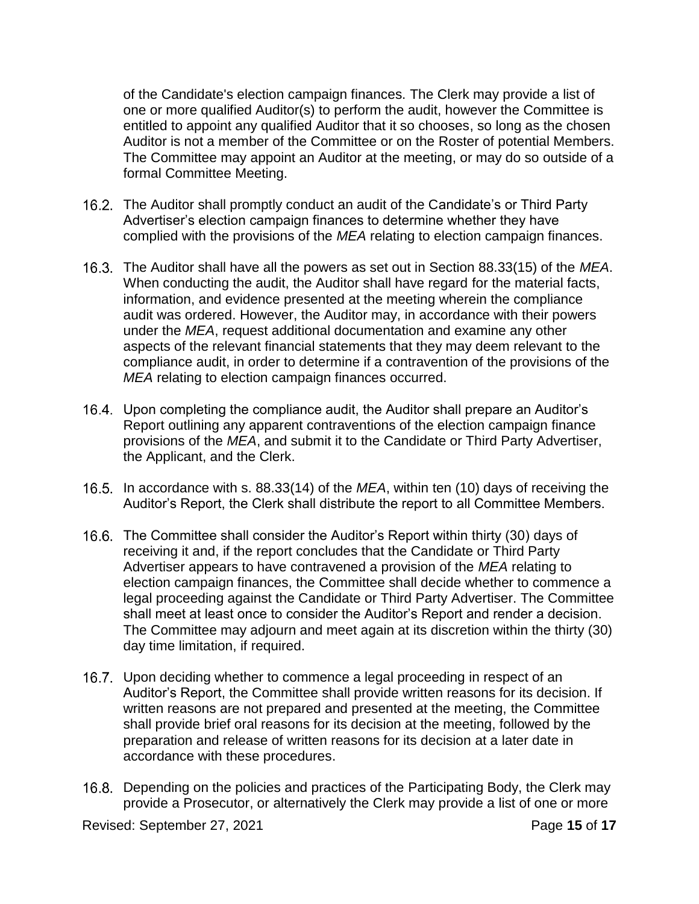of the Candidate's election campaign finances. The Clerk may provide a list of one or more qualified Auditor(s) to perform the audit, however the Committee is entitled to appoint any qualified Auditor that it so chooses, so long as the chosen Auditor is not a member of the Committee or on the Roster of potential Members. The Committee may appoint an Auditor at the meeting, or may do so outside of a formal Committee Meeting.

16.2. The Auditor shall promptly conduct an audit of the Candidate's or Third Party Advertiser's election campaign finances to determine whether they have complied with the provisions of the *MEA* relating to election campaign finances.

16.3. The Auditor shall have all the powers as set out in Section 88.33(15) of the *MEA*. When conducting the audit, the Auditor shall have regard for the material facts, information, and evidence presented at the meeting wherein the compliance audit was ordered. However, the Auditor may, in accordance with their powers under the *MEA*, request additional documentation and examine any other aspects of the relevant financial statements that they may deem relevant to the compliance audit, in order to determine if a contravention of the provisions of the *MEA* relating to election campaign finances occurred.

16.4. Upon completing the compliance audit, the Auditor shall prepare an Auditor's Report outlining any apparent contraventions of the election campaign finance provisions of the *MEA*, and submit it to the Candidate or Third Party Advertiser, the Applicant, and the Clerk.

16.5. In accordance with s. 88.33(14) of the *MEA*, within ten (10) days of receiving the Auditor's Report, the Clerk shall distribute the report to all Committee Members.

16.6. The Committee shall consider the Auditor's Report within thirty (30) days of receiving it and, if the report concludes that the Candidate or Third Party Advertiser appears to have contravened a provision of the *MEA* relating to election campaign finances, the Committee shall decide whether to commence a legal proceeding against the Candidate or Third Party Advertiser. The Committee shall meet at least once to consider the Auditor's Report and render a decision. The Committee may adjourn and meet again at its discretion within the thirty (30) day time limitation, if required.

16.7. Upon deciding whether to commence a legal proceeding in respect of an Auditor's Report, the Committee shall provide written reasons for its decision. If written reasons are not prepared and presented at the meeting, the Committee shall provide brief oral reasons for its decision at the meeting, followed by the preparation and release of written reasons for its decision at a later date in accordance with these procedures.

16.8. Depending on the policies and practices of the Participating Body, the Clerk may provide a Prosecutor, or alternatively the Clerk may provide a list of one or more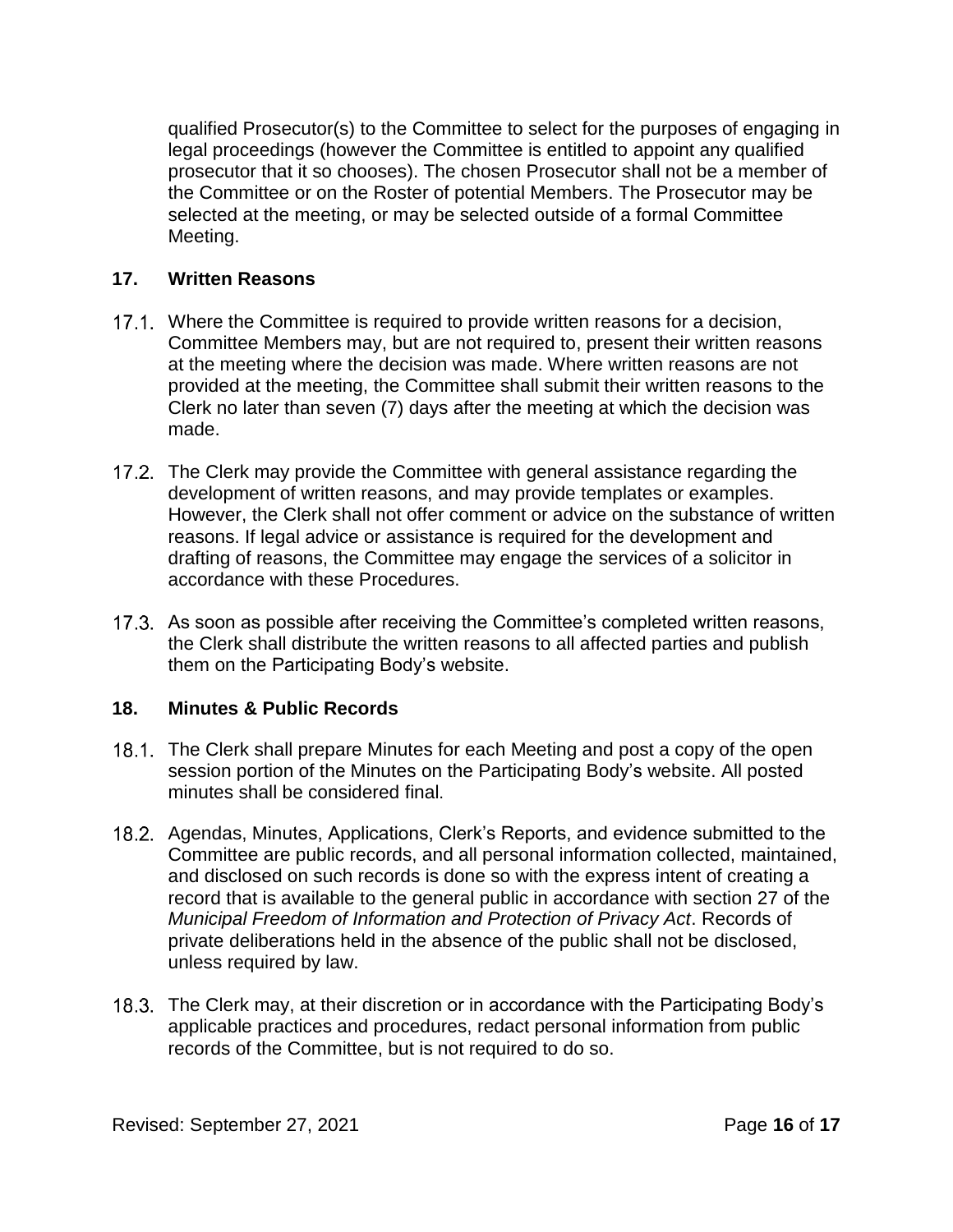qualified Prosecutor(s) to the Committee to select for the purposes of engaging in legal proceedings (however the Committee is entitled to appoint any qualified prosecutor that it so chooses). The chosen Prosecutor shall not be a member of the Committee or on the Roster of potential Members. The Prosecutor may be selected at the meeting, or may be selected outside of a formal Committee Meeting.

## 17. Written Reasons

17.1. Where the Committee is required to provide written reasons for a decision, Committee Members may, but are not required to, present their written reasons at the meeting where the decision was made. Where written reasons are not provided at the meeting, the Committee shall submit their written reasons to the Clerk no later than seven (7) days after the meeting at which the decision was made.

17.2. The Clerk may provide the Committee with general assistance regarding the development of written reasons, and may provide templates or examples. However, the Clerk shall not offer comment or advice on the substance of written reasons. If legal advice or assistance is required for the development and drafting of reasons, the Committee may engage the services of a solicitor in accordance with these Procedures.

17.3. As soon as possible after receiving the Committee's completed written reasons, the Clerk shall distribute the written reasons to all affected parties and publish them on the Participating Body's website.

## 18. Minutes & Public Records

18.1. The Clerk shall prepare Minutes for each Meeting and post a copy of the open session portion of the Minutes on the Participating Body's website. All posted minutes shall be considered final.

18.2. Agendas, Minutes, Applications, Clerk's Reports, and evidence submitted to the Committee are public records, and all personal information collected, maintained, and disclosed on such records is done so with the express intent of creating a record that is available to the general public in accordance with section 27 of the *Municipal Freedom of Information and Protection of Privacy Act*. Records of private deliberations held in the absence of the public shall not be disclosed, unless required by law.

18.3. The Clerk may, at their discretion or in accordance with the Participating Body's applicable practices and procedures, redact personal information from public records of the Committee, but is not required to do so.

Revised: September 27, 2021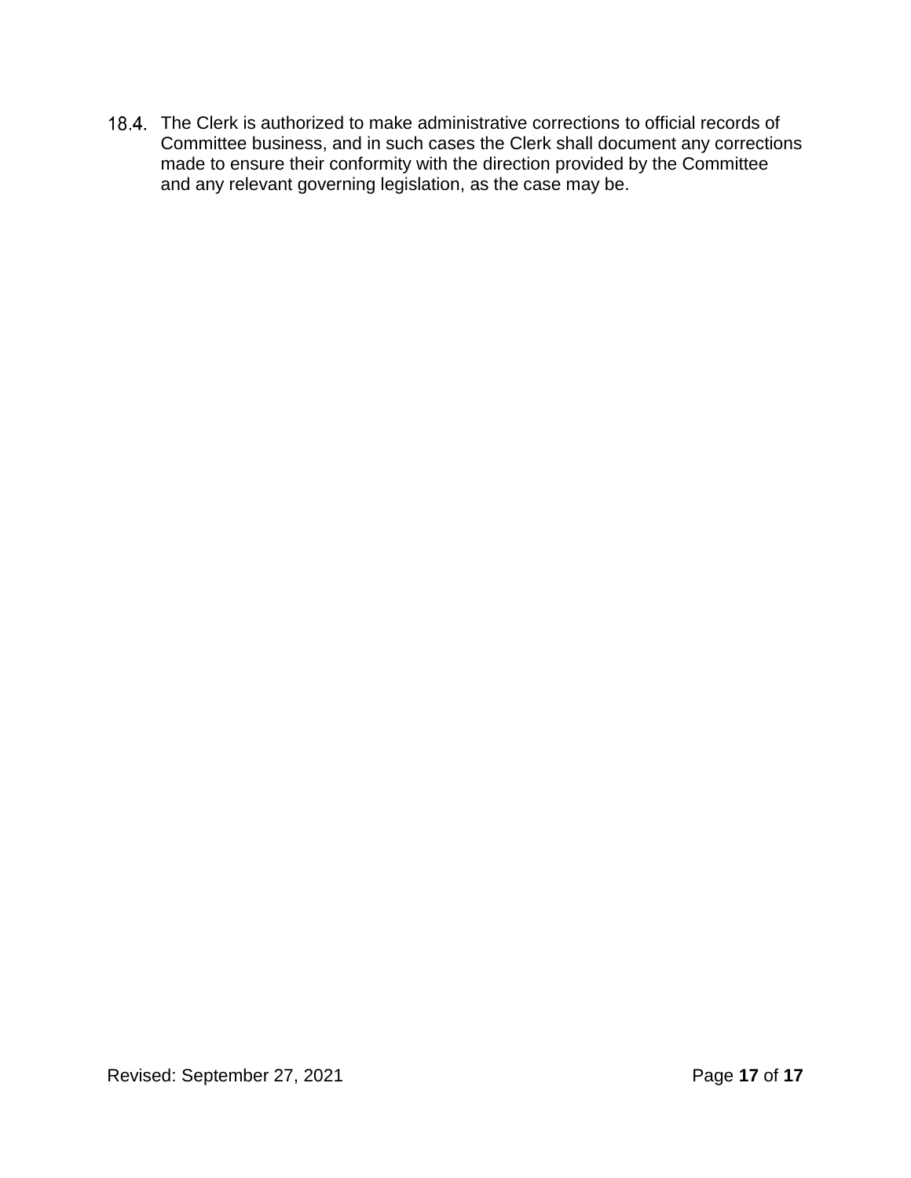18.4. The Clerk is authorized to make administrative corrections to official records of Committee business, and in such cases the Clerk shall document any corrections made to ensure their conformity with the direction provided by the Committee and any relevant governing legislation, as the case may be.